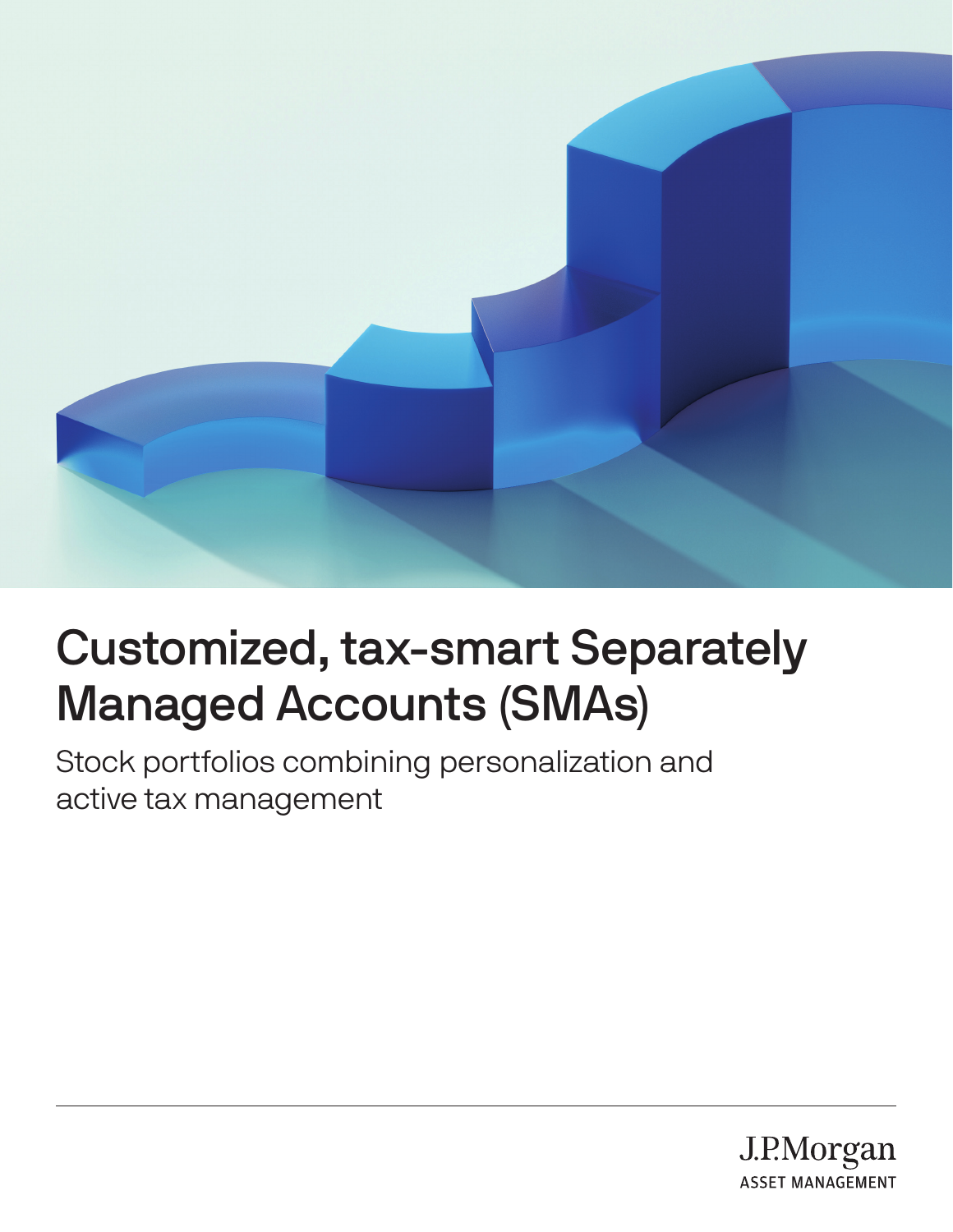# Customized, tax-smart Separately Managed Accounts (SMAs)

Stock portfolios combining personalization and active tax management

J.P.Morgan
ASSET MANAGEMENT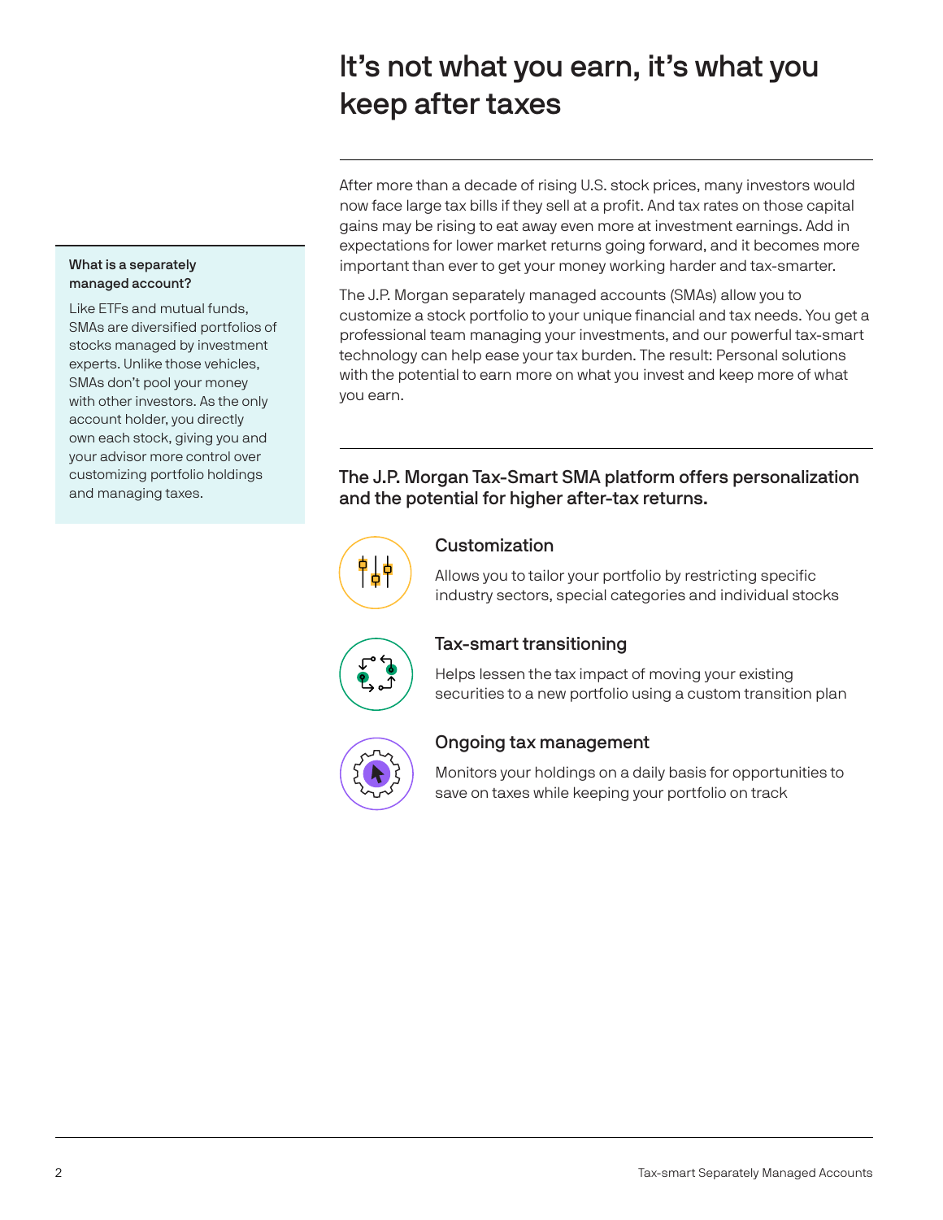# It's not what you earn, it's what you keep after taxes

After more than a decade of rising U.S. stock prices, many investors would now face large tax bills if they sell at a profit. And tax rates on those capital gains may be rising to eat away even more at investment earnings. Add in expectations for lower market returns going forward, and it becomes more important than ever to get your money working harder and tax-smarter.

The J.P. Morgan separately managed accounts (SMAs) allow you to customize a stock portfolio to your unique financial and tax needs. You get a professional team managing your investments, and our powerful tax-smart technology can help ease your tax burden. The result: Personal solutions with the potential to earn more on what you invest and keep more of what you earn.

**What is a separately managed account?**

Like ETFs and mutual funds, SMAs are diversified portfolios of stocks managed by investment experts. Unlike those vehicles, SMAs don't pool your money with other investors. As the only account holder, you directly own each stock, giving you and your advisor more control over customizing portfolio holdings and managing taxes.

## The J.P. Morgan Tax-Smart SMA platform offers personalization and the potential for higher after-tax returns.

### Customization

Allows you to tailor your portfolio by restricting specific industry sectors, special categories and individual stocks

### Tax-smart transitioning

Helps lessen the tax impact of moving your existing securities to a new portfolio using a custom transition plan

### Ongoing tax management

Monitors your holdings on a daily basis for opportunities to save on taxes while keeping your portfolio on track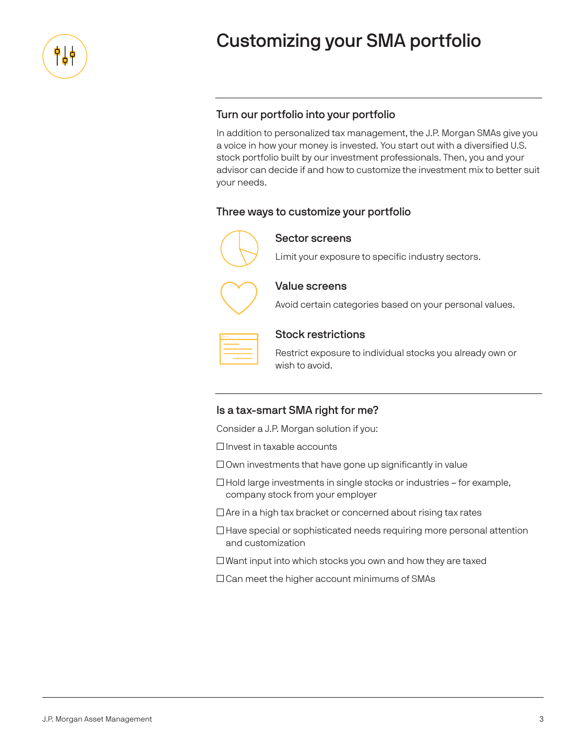# Customizing your SMA portfolio

## Turn our portfolio into your portfolio

In addition to personalized tax management, the J.P. Morgan SMAs give you a voice in how your money is invested. You start out with a diversified U.S. stock portfolio built by our investment professionals. Then, you and your advisor can decide if and how to customize the investment mix to better suit your needs.

## Three ways to customize your portfolio

### Sector screens

Limit your exposure to specific industry sectors.

### Value screens

Avoid certain categories based on your personal values.

### Stock restrictions

Restrict exposure to individual stocks you already own or wish to avoid.

## Is a tax-smart SMA right for me?

Consider a J.P. Morgan solution if you:

- [ ] Invest in taxable accounts
- [ ] Own investments that have gone up significantly in value
- [ ] Hold large investments in single stocks or industries – for example, company stock from your employer
- [ ] Are in a high tax bracket or concerned about rising tax rates
- [ ] Have special or sophisticated needs requiring more personal attention and customization
- [ ] Want input into which stocks you own and how they are taxed
- [ ] Can meet the higher account minimums of SMAs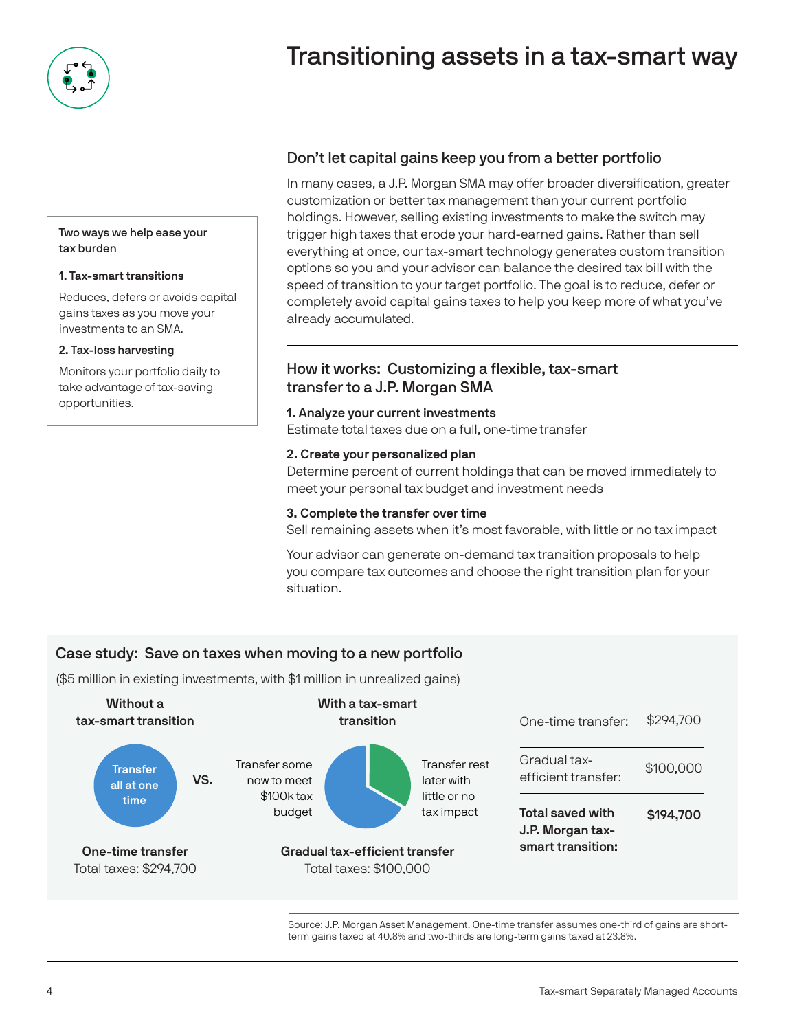# Transitioning assets in a tax-smart way

## Don't let capital gains keep you from a better portfolio

In many cases, a J.P. Morgan SMA may offer broader diversification, greater customization or better tax management than your current portfolio holdings. However, selling existing investments to make the switch may trigger high taxes that erode your hard-earned gains. Rather than sell everything at once, our tax-smart technology generates custom transition options so you and your advisor can balance the desired tax bill with the speed of transition to your target portfolio. The goal is to reduce, defer or completely avoid capital gains taxes to help you keep more of what you've already accumulated.

Two ways we help ease your tax burden

**1. Tax-smart transitions**

Reduces, defers or avoids capital gains taxes as you move your investments to an SMA.

**2. Tax-loss harvesting**

Monitors your portfolio daily to take advantage of tax-saving opportunities.

## How it works: Customizing a flexible, tax-smart transfer to a J.P. Morgan SMA

**1. Analyze your current investments**
Estimate total taxes due on a full, one-time transfer

**2. Create your personalized plan**
Determine percent of current holdings that can be moved immediately to meet your personal tax budget and investment needs

**3. Complete the transfer over time**
Sell remaining assets when it's most favorable, with little or no tax impact

Your advisor can generate on-demand tax transition proposals to help you compare tax outcomes and choose the right transition plan for your situation.

## Case study: Save on taxes when moving to a new portfolio

($5 million in existing investments, with $1 million in unrealized gains)

**Without a tax-smart transition**

Transfer all at one time

**One-time transfer**
Total taxes: $294,700

VS.

**With a tax-smart transition**

Transfer some now to meet $100k tax budget

Transfer rest later with little or no tax impact

**Gradual tax-efficient transfer**
Total taxes: $100,000

| | |
|---|---|
| One-time transfer: | $294,700 |
| Gradual tax-efficient transfer: | $100,000 |
| **Total saved with J.P. Morgan tax-smart transition:** | **$194,700** |

Source: J.P. Morgan Asset Management. One-time transfer assumes one-third of gains are short-term gains taxed at 40.8% and two-thirds are long-term gains taxed at 23.8%.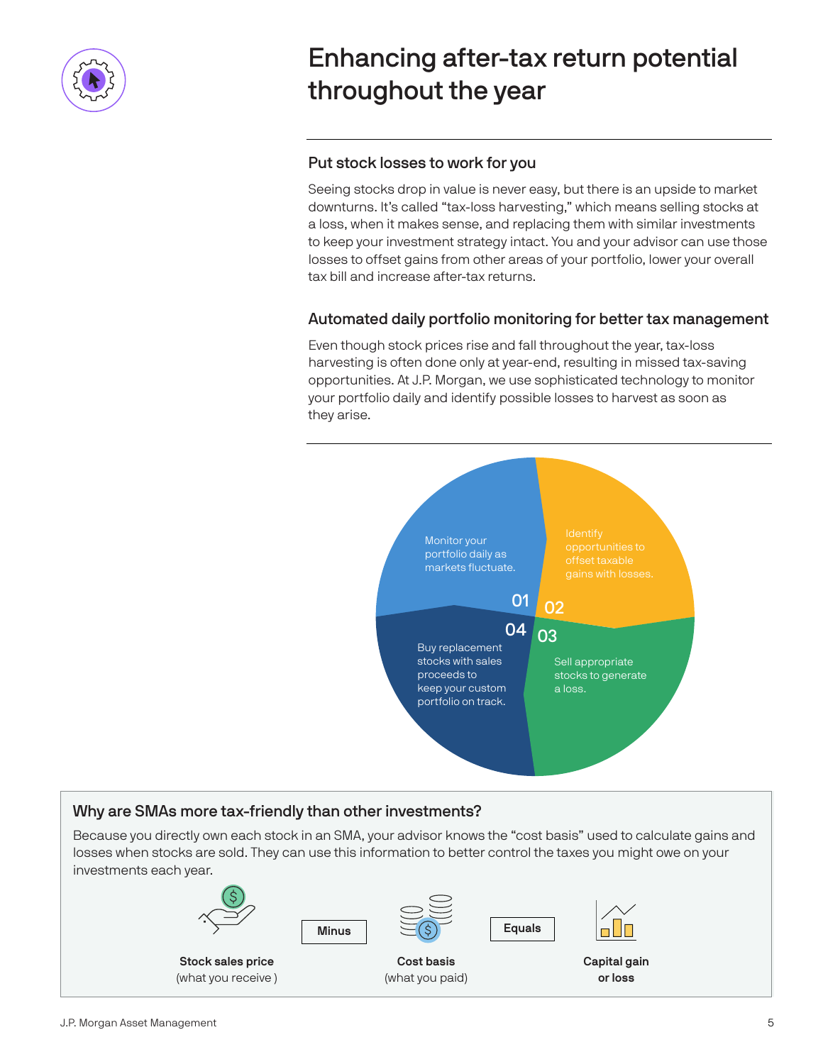# Enhancing after-tax return potential throughout the year

## Put stock losses to work for you

Seeing stocks drop in value is never easy, but there is an upside to market downturns. It's called "tax-loss harvesting," which means selling stocks at a loss, when it makes sense, and replacing them with similar investments to keep your investment strategy intact. You and your advisor can use those losses to offset gains from other areas of your portfolio, lower your overall tax bill and increase after-tax returns.

## Automated daily portfolio monitoring for better tax management

Even though stock prices rise and fall throughout the year, tax-loss harvesting is often done only at year-end, resulting in missed tax-saving opportunities. At J.P. Morgan, we use sophisticated technology to monitor your portfolio daily and identify possible losses to harvest as soon as they arise.

01 Monitor your portfolio daily as markets fluctuate.

02 Identify opportunities to offset taxable gains with losses.

03 Sell appropriate stocks to generate a loss.

04 Buy replacement stocks with sales proceeds to keep your custom portfolio on track.

## Why are SMAs more tax-friendly than other investments?

Because you directly own each stock in an SMA, your advisor knows the "cost basis" used to calculate gains and losses when stocks are sold. They can use this information to better control the taxes you might owe on your investments each year.

**Stock sales price** (what you receive) **Minus** **Cost basis** (what you paid) **Equals** **Capital gain or loss**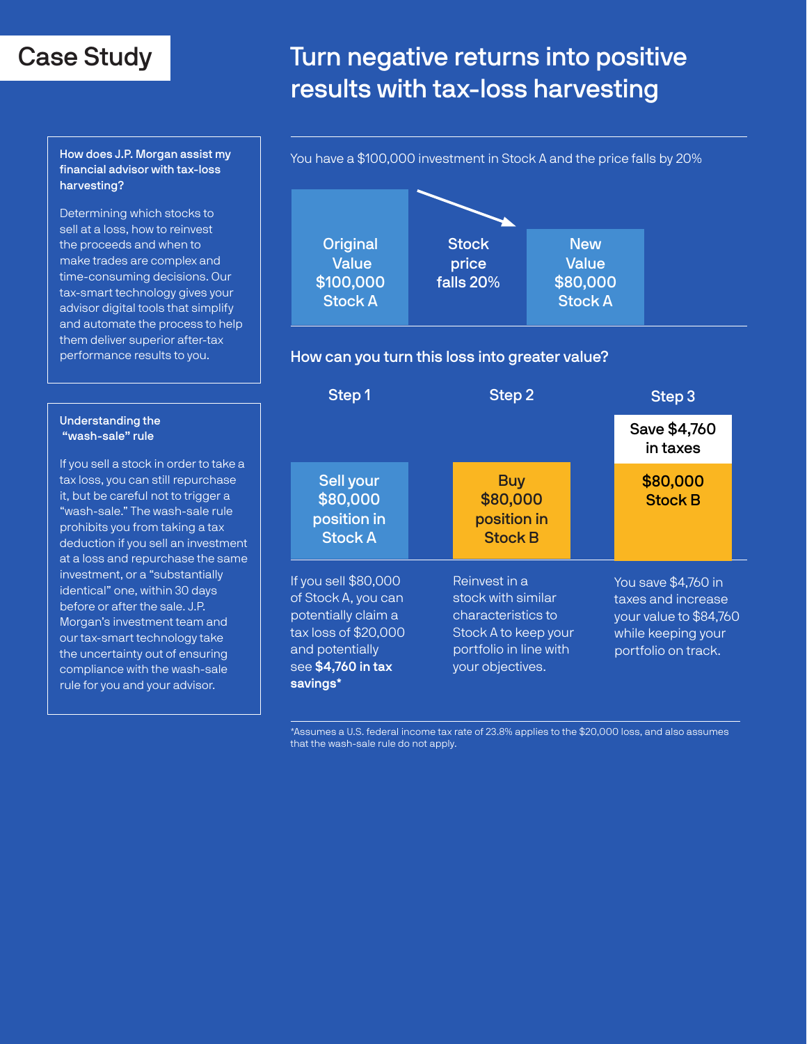# Case Study

## Turn negative returns into positive results with tax-loss harvesting

### How does J.P. Morgan assist my financial advisor with tax-loss harvesting?

Determining which stocks to sell at a loss, how to reinvest the proceeds and when to make trades are complex and time-consuming decisions. Our tax-smart technology gives your advisor digital tools that simplify and automate the process to help them deliver superior after-tax performance results to you.

### Understanding the "wash-sale" rule

If you sell a stock in order to take a tax loss, you can still repurchase it, but be careful not to trigger a "wash-sale." The wash-sale rule prohibits you from taking a tax deduction if you sell an investment at a loss and repurchase the same investment, or a "substantially identical" one, within 30 days before or after the sale. J.P. Morgan's investment team and our tax-smart technology take the uncertainty out of ensuring compliance with the wash-sale rule for you and your advisor.

---

You have a $100,000 investment in Stock A and the price falls by 20%

| Original Value $100,000 Stock A | Stock price falls 20% | New Value $80,000 Stock A |
|---|---|---|

### How can you turn this loss into greater value?

| Step 1 | Step 2 | Step 3 |
|---|---|---|
| | | Save $4,760 in taxes |
| Sell your $80,000 position in Stock A | Buy $80,000 position in Stock B | $80,000 Stock B |
| If you sell $80,000 of Stock A, you can potentially claim a tax loss of $20,000 and potentially see **$4,760 in tax savings*** | Reinvest in a stock with similar characteristics to Stock A to keep your portfolio in line with your objectives. | You save $4,760 in taxes and increase your value to $84,760 while keeping your portfolio on track. |

*Assumes a U.S. federal income tax rate of 23.8% applies to the $20,000 loss, and also assumes that the wash-sale rule do not apply.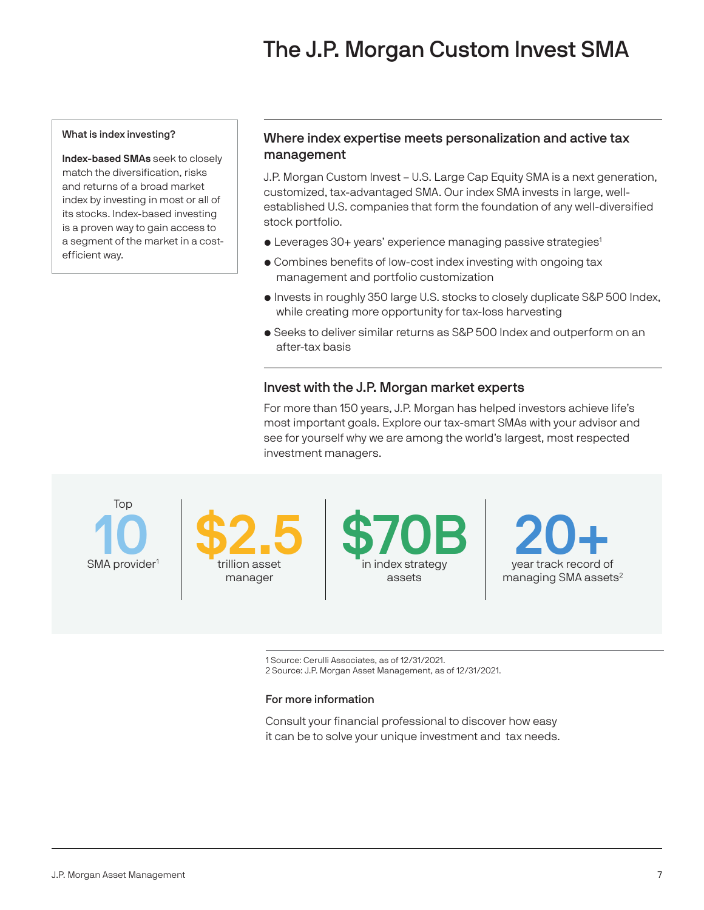# The J.P. Morgan Custom Invest SMA

**What is index investing?**

**Index-based SMAs** seek to closely match the diversification, risks and returns of a broad market index by investing in most or all of its stocks. Index-based investing is a proven way to gain access to a segment of the market in a cost-efficient way.

## Where index expertise meets personalization and active tax management

J.P. Morgan Custom Invest – U.S. Large Cap Equity SMA is a next generation, customized, tax-advantaged SMA. Our index SMA invests in large, well-established U.S. companies that form the foundation of any well-diversified stock portfolio.

- Leverages 30+ years' experience managing passive strategies[1]
- Combines benefits of low-cost index investing with ongoing tax management and portfolio customization
- Invests in roughly 350 large U.S. stocks to closely duplicate S&P 500 Index, while creating more opportunity for tax-loss harvesting
- Seeks to deliver similar returns as S&P 500 Index and outperform on an after-tax basis

## Invest with the J.P. Morgan market experts

For more than 150 years, J.P. Morgan has helped investors achieve life's most important goals. Explore our tax-smart SMAs with your advisor and see for yourself why we are among the world's largest, most respected investment managers.

Top **10** SMA provider[1]

**$2.5** trillion asset manager

**$70B** in index strategy assets

**20+** year track record of managing SMA assets[2]

1 Source: Cerulli Associates, as of 12/31/2021.
2 Source: J.P. Morgan Asset Management, as of 12/31/2021.

**For more information**

Consult your financial professional to discover how easy it can be to solve your unique investment and tax needs.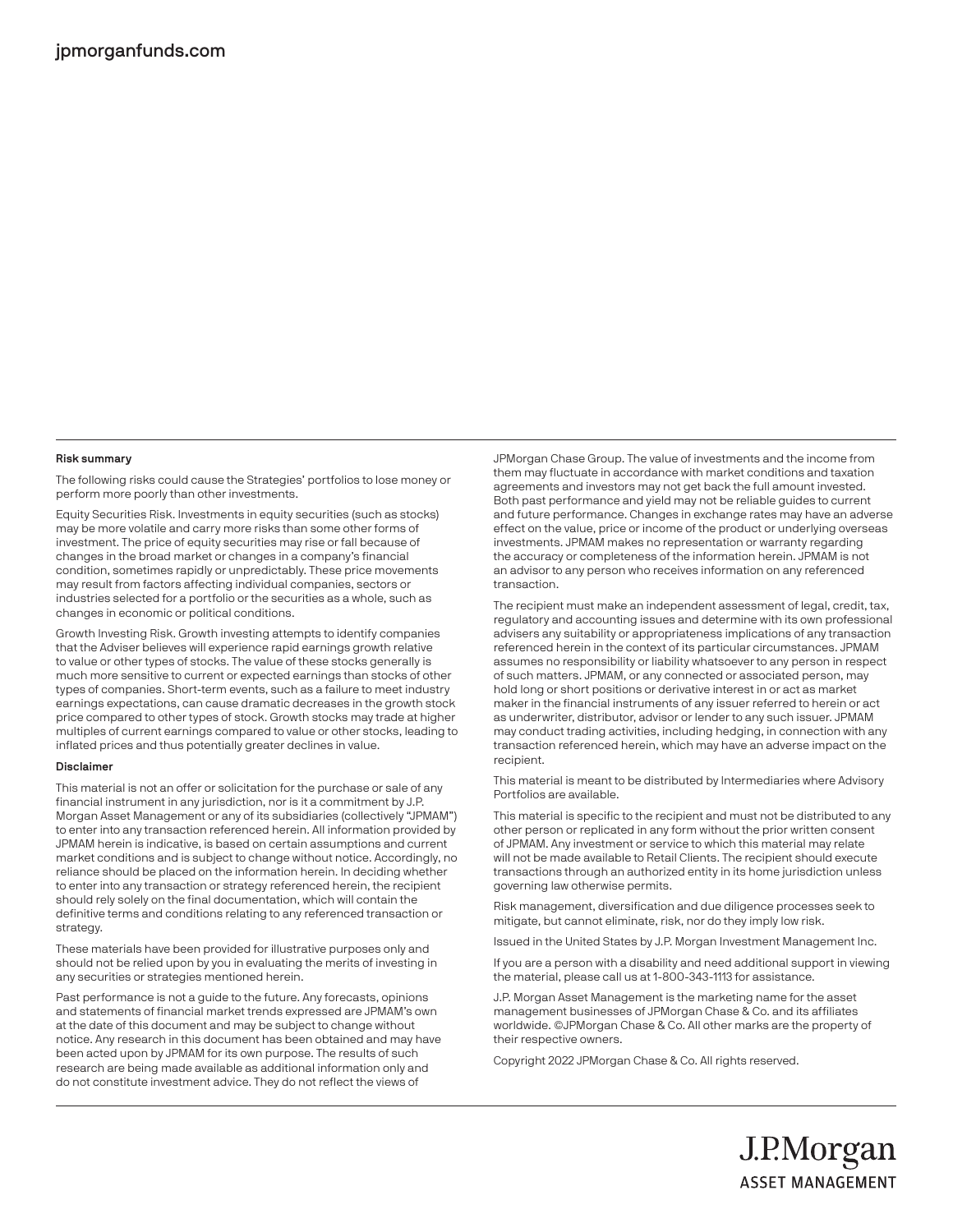jpmorganfunds.com

**Risk summary**

The following risks could cause the Strategies' portfolios to lose money or perform more poorly than other investments.

Equity Securities Risk. Investments in equity securities (such as stocks) may be more volatile and carry more risks than some other forms of investment. The price of equity securities may rise or fall because of changes in the broad market or changes in a company's financial condition, sometimes rapidly or unpredictably. These price movements may result from factors affecting individual companies, sectors or industries selected for a portfolio or the securities as a whole, such as changes in economic or political conditions.

Growth Investing Risk. Growth investing attempts to identify companies that the Adviser believes will experience rapid earnings growth relative to value or other types of stocks. The value of these stocks generally is much more sensitive to current or expected earnings than stocks of other types of companies. Short-term events, such as a failure to meet industry earnings expectations, can cause dramatic decreases in the growth stock price compared to other types of stock. Growth stocks may trade at higher multiples of current earnings compared to value or other stocks, leading to inflated prices and thus potentially greater declines in value.

**Disclaimer**

This material is not an offer or solicitation for the purchase or sale of any financial instrument in any jurisdiction, nor is it a commitment by J.P. Morgan Asset Management or any of its subsidiaries (collectively "JPMAM") to enter into any transaction referenced herein. All information provided by JPMAM herein is indicative, is based on certain assumptions and current market conditions and is subject to change without notice. Accordingly, no reliance should be placed on the information herein. In deciding whether to enter into any transaction or strategy referenced herein, the recipient should rely solely on the final documentation, which will contain the definitive terms and conditions relating to any referenced transaction or strategy.

These materials have been provided for illustrative purposes only and should not be relied upon by you in evaluating the merits of investing in any securities or strategies mentioned herein.

Past performance is not a guide to the future. Any forecasts, opinions and statements of financial market trends expressed are JPMAM's own at the date of this document and may be subject to change without notice. Any research in this document has been obtained and may have been acted upon by JPMAM for its own purpose. The results of such research are being made available as additional information only and do not constitute investment advice. They do not reflect the views of JPMorgan Chase Group. The value of investments and the income from them may fluctuate in accordance with market conditions and taxation agreements and investors may not get back the full amount invested. Both past performance and yield may not be reliable guides to current and future performance. Changes in exchange rates may have an adverse effect on the value, price or income of the product or underlying overseas investments. JPMAM makes no representation or warranty regarding the accuracy or completeness of the information herein. JPMAM is not an advisor to any person who receives information on any referenced transaction.

The recipient must make an independent assessment of legal, credit, tax, regulatory and accounting issues and determine with its own professional advisers any suitability or appropriateness implications of any transaction referenced herein in the context of its particular circumstances. JPMAM assumes no responsibility or liability whatsoever to any person in respect of such matters. JPMAM, or any connected or associated person, may hold long or short positions or derivative interest in or act as market maker in the financial instruments of any issuer referred to herein or act as underwriter, distributor, advisor or lender to any such issuer. JPMAM may conduct trading activities, including hedging, in connection with any transaction referenced herein, which may have an adverse impact on the recipient.

This material is meant to be distributed by Intermediaries where Advisory Portfolios are available.

This material is specific to the recipient and must not be distributed to any other person or replicated in any form without the prior written consent of JPMAM. Any investment or service to which this material may relate will not be made available to Retail Clients. The recipient should execute transactions through an authorized entity in its home jurisdiction unless governing law otherwise permits.

Risk management, diversification and due diligence processes seek to mitigate, but cannot eliminate, risk, nor do they imply low risk.

Issued in the United States by J.P. Morgan Investment Management Inc.

If you are a person with a disability and need additional support in viewing the material, please call us at 1-800-343-1113 for assistance.

J.P. Morgan Asset Management is the marketing name for the asset management businesses of JPMorgan Chase & Co. and its affiliates worldwide. ©JPMorgan Chase & Co. All other marks are the property of their respective owners.

Copyright 2022 JPMorgan Chase & Co. All rights reserved.

J.P.Morgan
ASSET MANAGEMENT